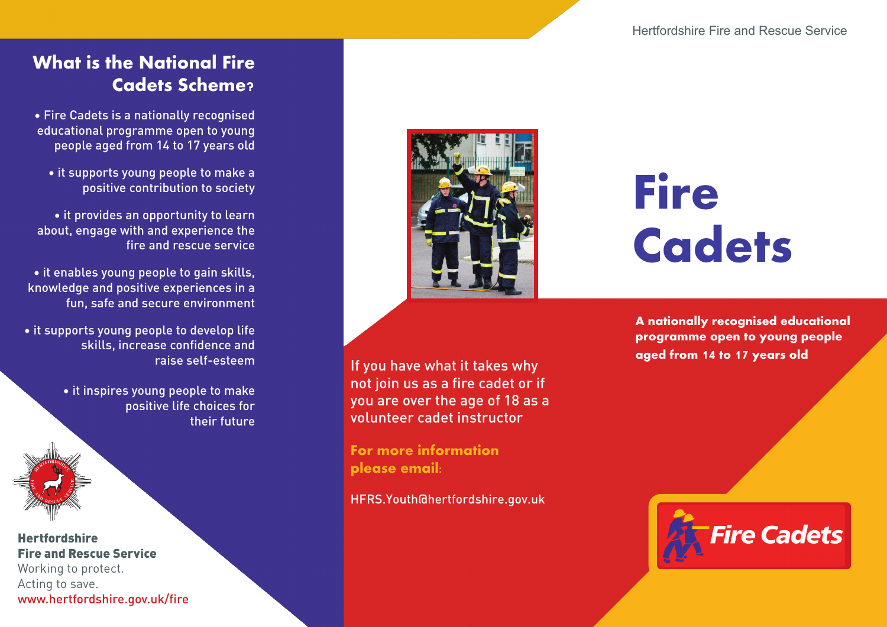# What is the National Fire Cadets Scheme?

- Fire Cadets is a nationally recognised educational programme open to young people aged from 14 to 17 years old
- it supports young people to make a positive contribution to society
- it provides an opportunity to learn about, engage with and experience the fire and rescue service
- it enables young people to gain skills, knowledge and positive experiences in a fun, safe and secure environment
- it supports young people to develop life skills, increase confidence and raise self-esteem
- it inspires young people to make positive life choices for their future

**Hertfordshire**
**Fire and Rescue Service**
Working to protect.
Acting to save.
www.hertfordshire.gov.uk/fire

If you have what it takes why not join us as a fire cadet or if you are over the age of 18 as a volunteer cadet instructor

**For more information please email:**

HFRS.Youth@hertfordshire.gov.uk

Hertfordshire Fire and Rescue Service

# Fire Cadets

**A nationally recognised educational programme open to young people aged from 14 to 17 years old**

Fire Cadets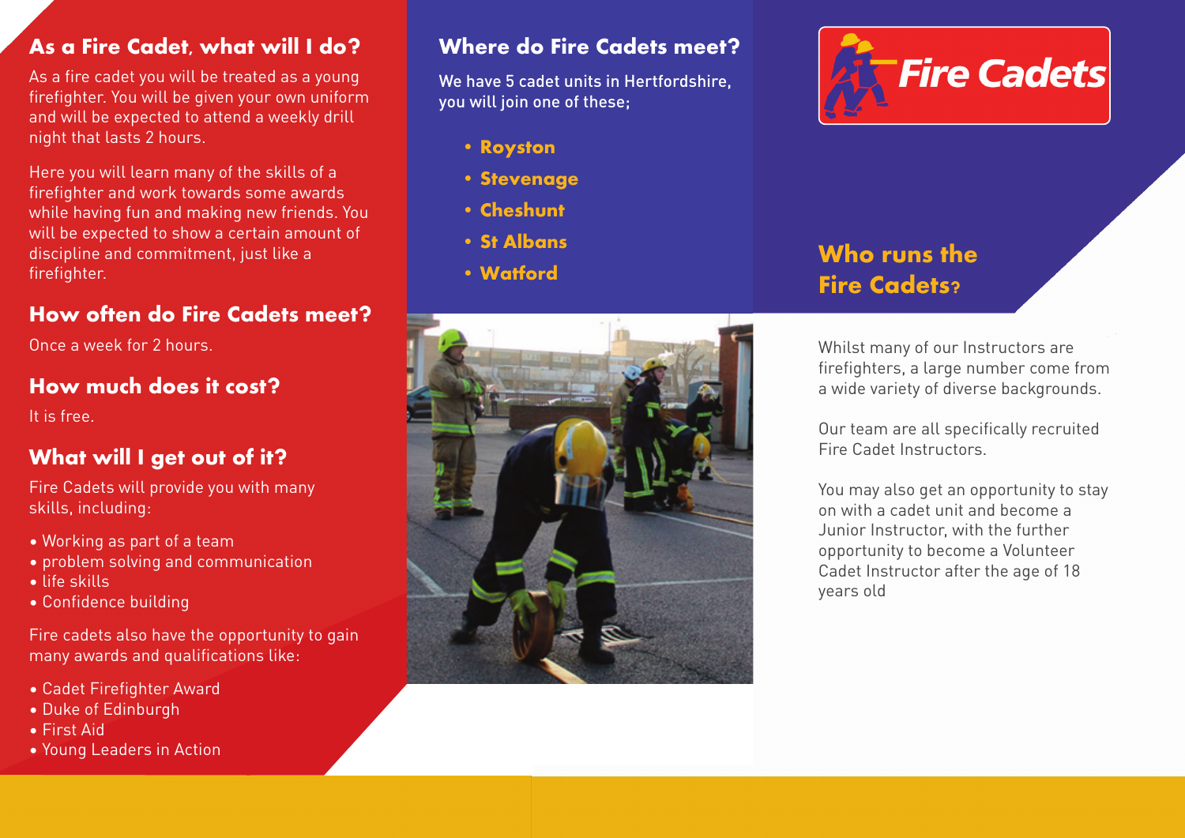## As a Fire Cadet, what will I do?

As a fire cadet you will be treated as a young firefighter. You will be given your own uniform and will be expected to attend a weekly drill night that lasts 2 hours.

Here you will learn many of the skills of a firefighter and work towards some awards while having fun and making new friends. You will be expected to show a certain amount of discipline and commitment, just like a firefighter.

## How often do Fire Cadets meet?

Once a week for 2 hours.

## How much does it cost?

It is free.

## What will I get out of it?

Fire Cadets will provide you with many skills, including:

- Working as part of a team
- problem solving and communication
- life skills
- Confidence building

Fire cadets also have the opportunity to gain many awards and qualifications like:

- Cadet Firefighter Award
- Duke of Edinburgh
- First Aid
- Young Leaders in Action

## Where do Fire Cadets meet?

We have 5 cadet units in Hertfordshire, you will join one of these;

- **Royston**
- **Stevenage**
- **Cheshunt**
- **St Albans**
- **Watford**

Fire Cadets

## Who runs the Fire Cadets?

Whilst many of our Instructors are firefighters, a large number come from a wide variety of diverse backgrounds.

Our team are all specifically recruited Fire Cadet Instructors.

You may also get an opportunity to stay on with a cadet unit and become a Junior Instructor, with the further opportunity to become a Volunteer Cadet Instructor after the age of 18 years old